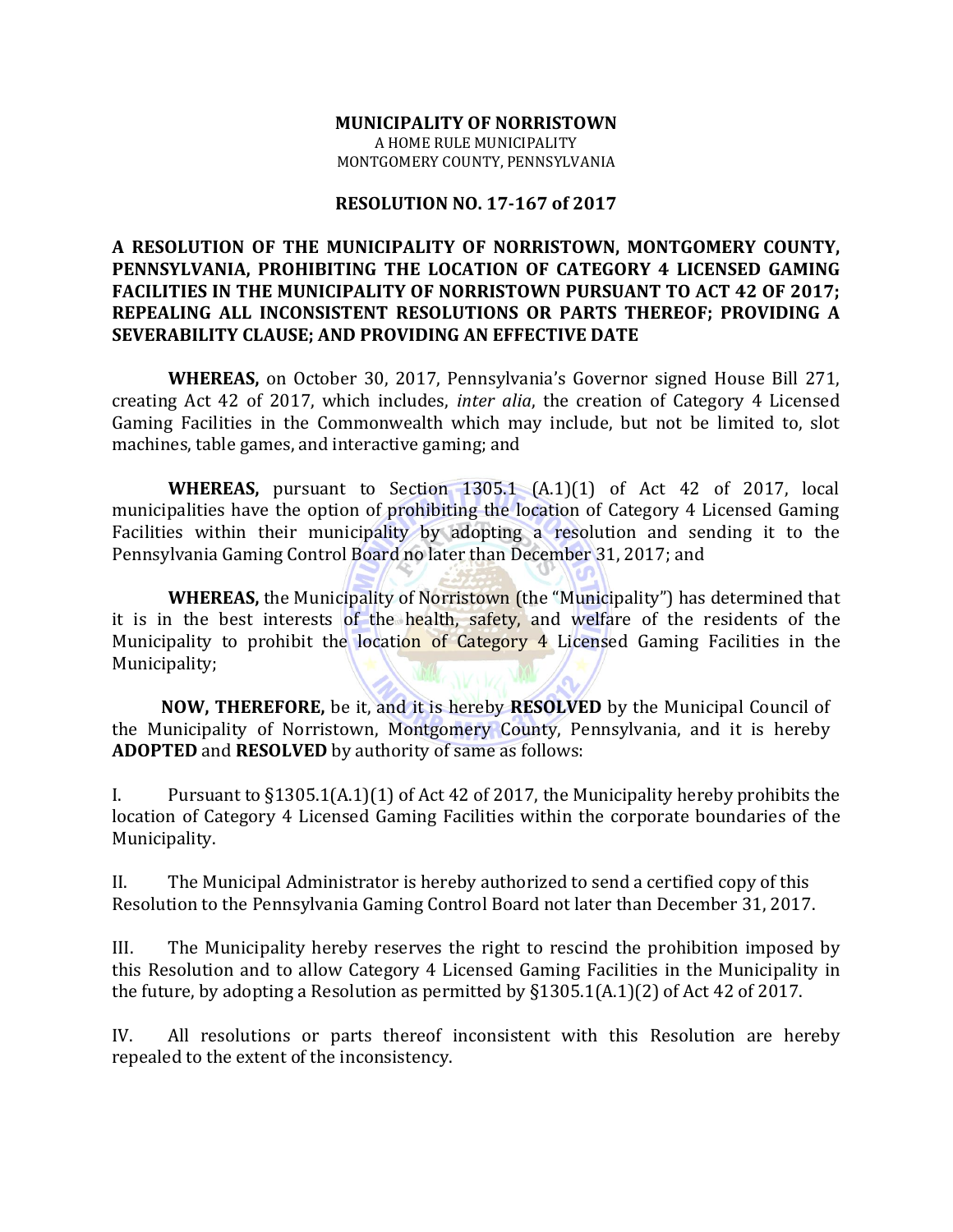**MUNICIPALITY OF NORRISTOWN**
A HOME RULE MUNICIPALITY
MONTGOMERY COUNTY, PENNSYLVANIA

**RESOLUTION NO. 17-167 of 2017**

**A RESOLUTION OF THE MUNICIPALITY OF NORRISTOWN, MONTGOMERY COUNTY, PENNSYLVANIA, PROHIBITING THE LOCATION OF CATEGORY 4 LICENSED GAMING FACILITIES IN THE MUNICIPALITY OF NORRISTOWN PURSUANT TO ACT 42 OF 2017; REPEALING ALL INCONSISTENT RESOLUTIONS OR PARTS THEREOF; PROVIDING A SEVERABILITY CLAUSE; AND PROVIDING AN EFFECTIVE DATE**

**WHEREAS,** on October 30, 2017, Pennsylvania's Governor signed House Bill 271, creating Act 42 of 2017, which includes, *inter alia*, the creation of Category 4 Licensed Gaming Facilities in the Commonwealth which may include, but not be limited to, slot machines, table games, and interactive gaming; and

**WHEREAS,** pursuant to Section 1305.1 (A.1)(1) of Act 42 of 2017, local municipalities have the option of prohibiting the location of Category 4 Licensed Gaming Facilities within their municipality by adopting a resolution and sending it to the Pennsylvania Gaming Control Board no later than December 31, 2017; and

**WHEREAS,** the Municipality of Norristown (the "Municipality") has determined that it is in the best interests of the health, safety, and welfare of the residents of the Municipality to prohibit the location of Category 4 Licensed Gaming Facilities in the Municipality;

**NOW, THEREFORE,** be it, and it is hereby **RESOLVED** by the Municipal Council of the Municipality of Norristown, Montgomery County, Pennsylvania, and it is hereby **ADOPTED** and **RESOLVED** by authority of same as follows:

I. Pursuant to §1305.1(A.1)(1) of Act 42 of 2017, the Municipality hereby prohibits the location of Category 4 Licensed Gaming Facilities within the corporate boundaries of the Municipality.

II. The Municipal Administrator is hereby authorized to send a certified copy of this Resolution to the Pennsylvania Gaming Control Board not later than December 31, 2017.

III. The Municipality hereby reserves the right to rescind the prohibition imposed by this Resolution and to allow Category 4 Licensed Gaming Facilities in the Municipality in the future, by adopting a Resolution as permitted by §1305.1(A.1)(2) of Act 42 of 2017.

IV. All resolutions or parts thereof inconsistent with this Resolution are hereby repealed to the extent of the inconsistency.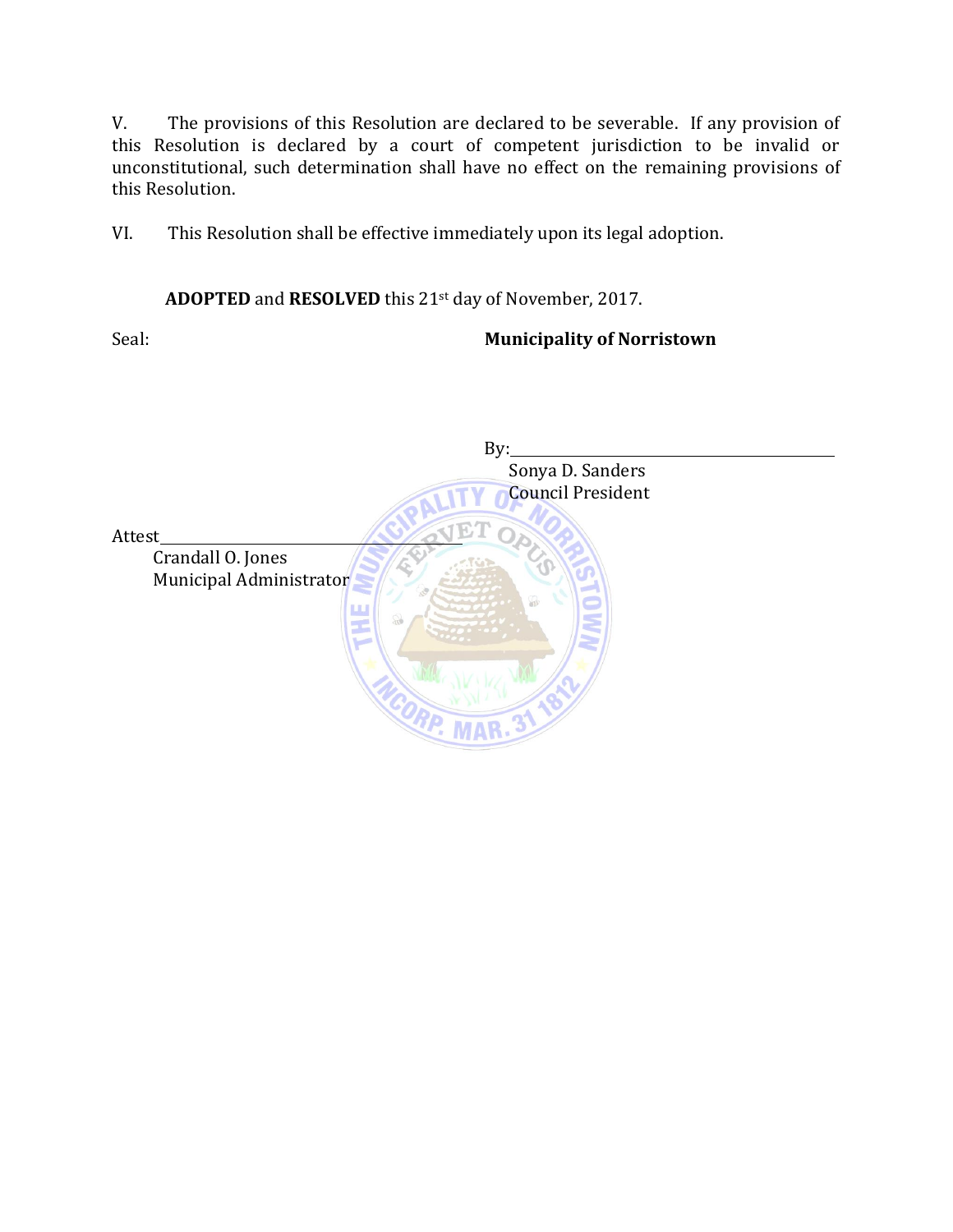V. The provisions of this Resolution are declared to be severable. If any provision of this Resolution is declared by a court of competent jurisdiction to be invalid or unconstitutional, such determination shall have no effect on the remaining provisions of this Resolution.

VI. This Resolution shall be effective immediately upon its legal adoption.

**ADOPTED** and **RESOLVED** this 21st day of November, 2017.

Seal: **Municipality of Norristown**

By:\_\_\_\_\_\_\_\_\_\_\_\_\_\_\_\_\_\_\_\_\_\_\_\_\_\_\_\_\_\_\_\_\_\_\_\_\_\_\_\_

Sonya D. Sanders
Council President

Attest\_\_\_\_\_\_\_\_\_\_\_\_\_\_\_\_\_\_\_\_\_\_\_\_\_\_\_\_\_\_\_\_\_\_\_\_\_\_\_\_

Crandall O. Jones
Municipal Administrator

THE MUNICIPALITY OF NORRISTOWN
FERVET OPUS
INCORP. MAR. 31 1812